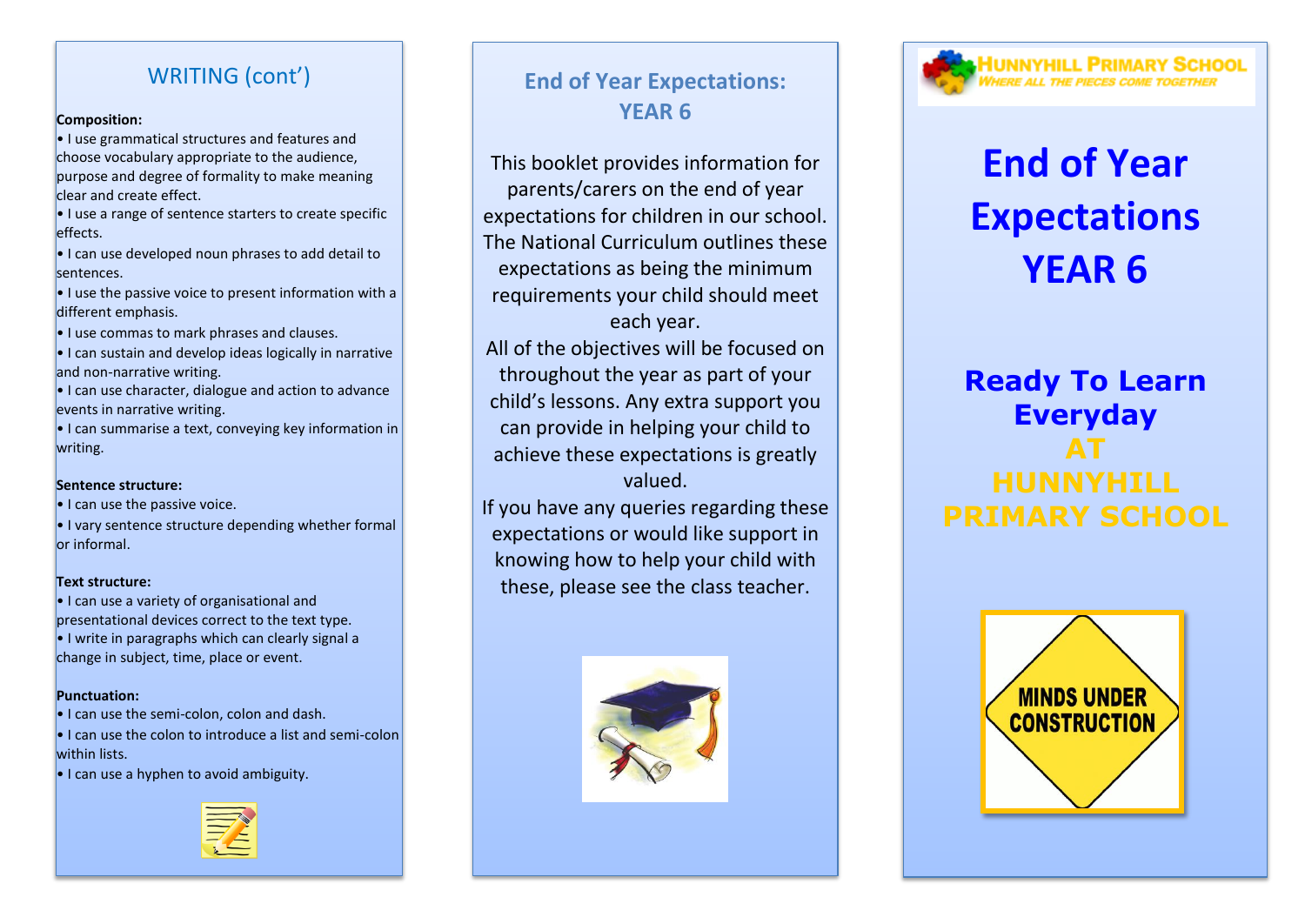## WRITING (cont')

**Composition:**

- I use grammatical structures and features and choose vocabulary appropriate to the audience, purpose and degree of formality to make meaning clear and create effect.
- I use a range of sentence starters to create specific effects.
- I can use developed noun phrases to add detail to sentences.
- I use the passive voice to present information with a different emphasis.
- I use commas to mark phrases and clauses.
- I can sustain and develop ideas logically in narrative and non-narrative writing.
- I can use character, dialogue and action to advance events in narrative writing.
- I can summarise a text, conveying key information in writing.

**Sentence structure:**

- I can use the passive voice.
- I vary sentence structure depending whether formal or informal.

**Text structure:**

- I can use a variety of organisational and presentational devices correct to the text type.
- I write in paragraphs which can clearly signal a change in subject, time, place or event.

**Punctuation:**

- I can use the semi-colon, colon and dash.
- I can use the colon to introduce a list and semi-colon within lists.
- I can use a hyphen to avoid ambiguity.

## End of Year Expectations: YEAR 6

This booklet provides information for parents/carers on the end of year expectations for children in our school. The National Curriculum outlines these expectations as being the minimum requirements your child should meet each year.

All of the objectives will be focused on throughout the year as part of your child's lessons. Any extra support you can provide in helping your child to achieve these expectations is greatly valued.

If you have any queries regarding these expectations or would like support in knowing how to help your child with these, please see the class teacher.

HUNNYHILL PRIMARY SCHOOL

*WHERE ALL THE PIECES COME TOGETHER*

# End of Year Expectations YEAR 6

## Ready To Learn Everyday AT HUNNYHILL PRIMARY SCHOOL

MINDS UNDER CONSTRUCTION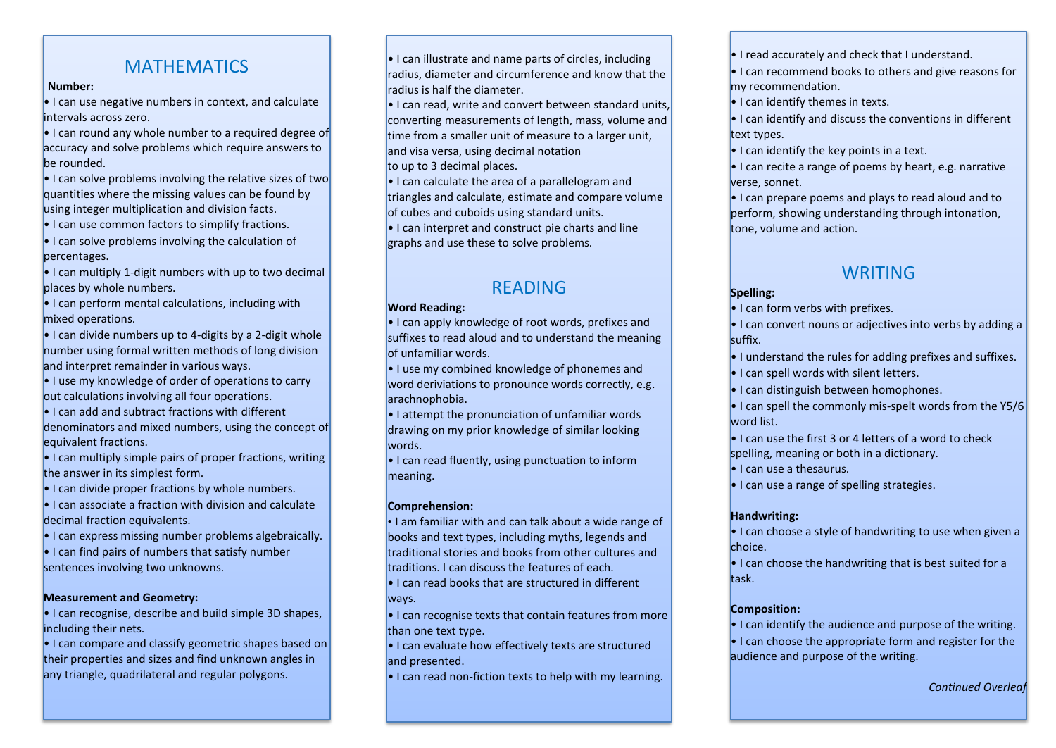## MATHEMATICS

**Number:**

- I can use negative numbers in context, and calculate intervals across zero.
- I can round any whole number to a required degree of accuracy and solve problems which require answers to be rounded.
- I can solve problems involving the relative sizes of two quantities where the missing values can be found by using integer multiplication and division facts.
- I can use common factors to simplify fractions.
- I can solve problems involving the calculation of percentages.
- I can multiply 1-digit numbers with up to two decimal places by whole numbers.
- I can perform mental calculations, including with mixed operations.
- I can divide numbers up to 4-digits by a 2-digit whole number using formal written methods of long division and interpret remainder in various ways.
- I use my knowledge of order of operations to carry out calculations involving all four operations.
- I can add and subtract fractions with different denominators and mixed numbers, using the concept of equivalent fractions.
- I can multiply simple pairs of proper fractions, writing the answer in its simplest form.
- I can divide proper fractions by whole numbers.
- I can associate a fraction with division and calculate decimal fraction equivalents.
- I can express missing number problems algebraically.
- I can find pairs of numbers that satisfy number sentences involving two unknowns.

**Measurement and Geometry:**

- I can recognise, describe and build simple 3D shapes, including their nets.
- I can compare and classify geometric shapes based on their properties and sizes and find unknown angles in any triangle, quadrilateral and regular polygons.
- I can illustrate and name parts of circles, including radius, diameter and circumference and know that the radius is half the diameter.
- I can read, write and convert between standard units, converting measurements of length, mass, volume and time from a smaller unit of measure to a larger unit, and visa versa, using decimal notation to up to 3 decimal places.
- I can calculate the area of a parallelogram and triangles and calculate, estimate and compare volume of cubes and cuboids using standard units.
- I can interpret and construct pie charts and line graphs and use these to solve problems.

## READING

**Word Reading:**

- I can apply knowledge of root words, prefixes and suffixes to read aloud and to understand the meaning of unfamiliar words.
- I use my combined knowledge of phonemes and word deriviations to pronounce words correctly, e.g. arachnophobia.
- I attempt the pronunciation of unfamiliar words drawing on my prior knowledge of similar looking words.
- I can read fluently, using punctuation to inform meaning.

**Comprehension:**

- I am familiar with and can talk about a wide range of books and text types, including myths, legends and traditional stories and books from other cultures and traditions. I can discuss the features of each.
- I can read books that are structured in different ways.
- I can recognise texts that contain features from more than one text type.
- I can evaluate how effectively texts are structured and presented.
- I can read non-fiction texts to help with my learning.
- I read accurately and check that I understand.
- I can recommend books to others and give reasons for my recommendation.
- I can identify themes in texts.
- I can identify and discuss the conventions in different text types.
- I can identify the key points in a text.
- I can recite a range of poems by heart, e.g. narrative verse, sonnet.
- I can prepare poems and plays to read aloud and to perform, showing understanding through intonation, tone, volume and action.

## WRITING

**Spelling:**

- I can form verbs with prefixes.
- I can convert nouns or adjectives into verbs by adding a suffix.
- I understand the rules for adding prefixes and suffixes.
- I can spell words with silent letters.
- I can distinguish between homophones.
- I can spell the commonly mis-spelt words from the Y5/6 word list.
- I can use the first 3 or 4 letters of a word to check spelling, meaning or both in a dictionary.
- I can use a thesaurus.
- I can use a range of spelling strategies.

**Handwriting:**

- I can choose a style of handwriting to use when given a choice.
- I can choose the handwriting that is best suited for a task.

**Composition:**

- I can identify the audience and purpose of the writing.
- I can choose the appropriate form and register for the audience and purpose of the writing.

*Continued Overleaf*